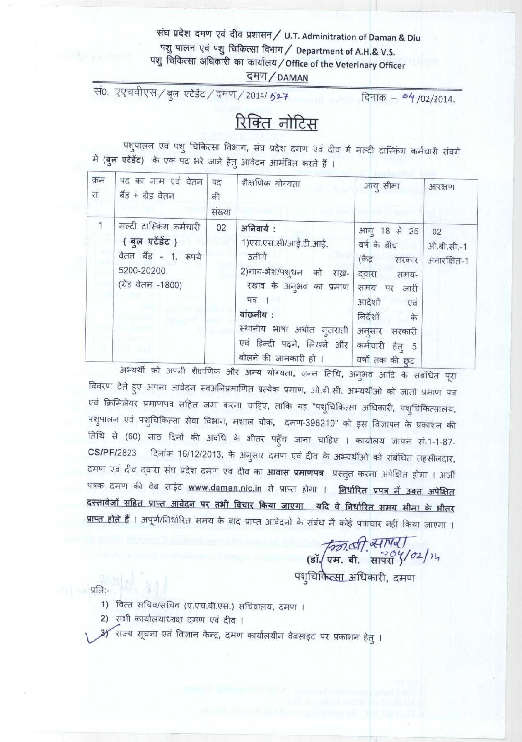संघ प्रदेश दमण एवं दीव प्रशासन / U.T. Adminitration of Daman & Diu

पशु पालन एवं पशु चिकित्सा विभाग / Department of A.H.& V.S.

पशु चिकित्सा अधिकारी का कार्यालय / Office of the Veterinary Officer

दमण / DAMAN

सं0. एएचवीएस / बुल एटेंडेंट / दमण / 2014/ 527 दिनांक – 04 /02/2014.

# रिक्ति नोटिस

पशुपालन एवं पशु चिकित्सा विभाग, संघ प्रदेश दमण एवं दीव में मल्टी टास्किंग कर्मचारी संवर्ग में (**बुल एटेंडेंट**) के एक पद भरे जाने हेतु आवेदन आमंत्रित करते हैं ।

| क्रम सं | पद का नाम एवं वेतन बैंड + ग्रेड वेतन | पद की संख्या | शैक्षणिक योग्यता | आयु सीमा | आरक्षण |
|---|---|---|---|---|---|
| 1 | मल्टी टास्किंग कर्मचारी **{ बुल एटेंडेंट }** वेतन बैंड - 1, रूपये 5200-20200 (ग्रेड वेतन -1800) | 02 | **अनिवार्य :** 1)एस.एस.सी/आई.टी.आई. उतीर्ण 2)गाय-भेंश/पशुधन को राख-रखाव के अनुभव का प्रमाण पत्र । **वांछनीय :** स्थानीय भाषा अर्थात गुजराती एवं हिन्दी पढ़ने, लिखने और बोलने की जानकारी हो । | आयु 18 से 25 वर्ष के बीच (केंद्र सरकार द्वारा समय-समय पर जारी आदेशों एवं निर्देशों के अनुसार सरकारी कर्मचारी हेतु 5 वर्षो तक की छूट | 02 ओ.बी.सी.-1 अनारक्षित-1 |

अभ्यर्थी को अपनी शैक्षणिक और अन्य योग्यता, जन्म तिथि, अनुभव आदि के संबंधित पूरा विवरण देते हुए अपना आवेदन स्वअनिप्रमाणित प्रत्येक प्रमाण, ओ.बी.सी. अभ्यर्थीओ को जाती प्रमाण पत्र एवं क्रिमिलेयर प्रमाणपत्र सहित जमा करना चाहिए, ताकि यह "पशुचिकित्सा अधिकारी, पशुचिकित्सालय, पशुपालन एवं पशुचिकित्सा सेवा विभाग, मशाल चोक, दमण-396210" को इस विज्ञापन के प्रकाशन की तिथि से (60) साठ दिनों की अवधि के भीतर पहुँच जाना चाहिए । कार्यालय ज्ञापन सं.1-1-87-CS/PF/2823 दिनांक 16/12/2013, के अनुसार दमण एवं दीव के अभ्यर्थीओ को संबंधित तहसीलदार, दमण एवं दीव द्वारा संघ प्रदेश दमण एवं दीव का **आवास प्रमाणपत्र** प्रस्तुत करना अपेक्षित होगा । अर्जी पत्रक दमण की वेब साईट www.daman.nic.in से प्राप्त होगा । **निर्धारित प्रपत्र में उक्त अपेक्षित दस्तावेजों सहित प्राप्त आवेदन पर तभी विचार किया जाएगा, यदि वे निर्धारित समय सीमा के भीतर प्राप्त होते हैं** । अपूर्ण/निर्धारित समय के बाद प्राप्त आवेदनों के संबंध में कोई पत्राचार नहीं किया जाएगा ।

(डॉ. एम. बी. सापरा) 04/02/14

पशुचिकित्सा अधिकारी, दमण

प्रति:-

1) वित्त सचिव/सचिव (ए.एच.वी.एस.) सचिवालय, दमण ।
2) सभी कार्यालयाध्यक्ष दमण एवं दीव ।
3) राज्य सूचना एवं विज्ञान केन्द्र, दमण कार्यालयीन वेबसाइट पर प्रकाशन हेतु ।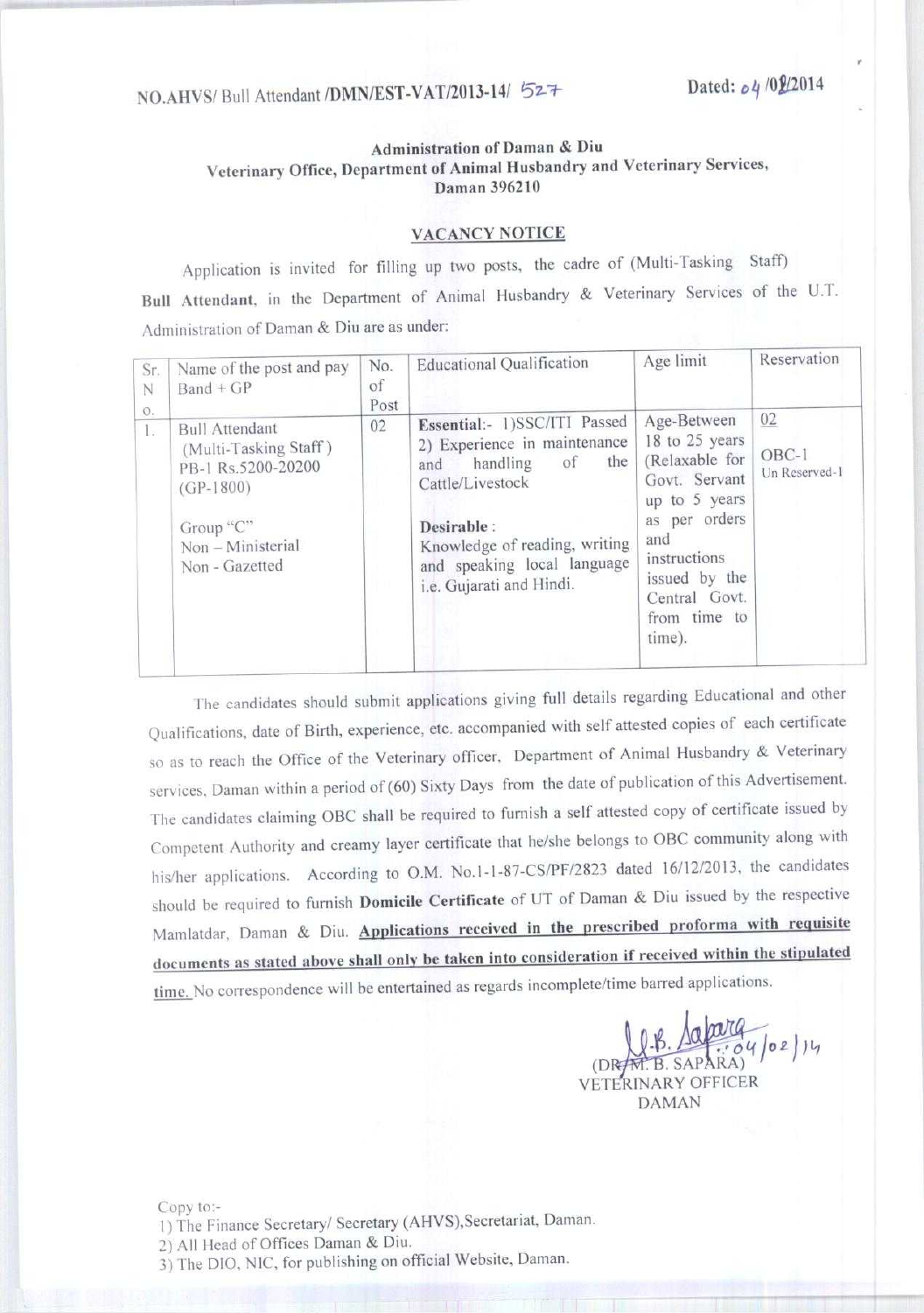NO.AHVS/ Bull Attendant /DMN/EST-VAT/2013-14/ 527 Dated: 04 /02/2014

**Administration of Daman & Diu**
**Veterinary Office, Department of Animal Husbandry and Veterinary Services,**
**Daman 396210**

## VACANCY NOTICE

Application is invited for filling up two posts, the cadre of (Multi-Tasking Staff) **Bull Attendant**, in the Department of Animal Husbandry & Veterinary Services of the U.T. Administration of Daman & Diu are as under:

| Sr. No. | Name of the post and pay Band + GP | No. of Post | Educational Qualification | Age limit | Reservation |
|---|---|---|---|---|---|
| 1. | Bull Attendant (Multi-Tasking Staff) PB-1 Rs.5200-20200 (GP-1800)<br><br>Group "C"<br>Non – Ministerial<br>Non - Gazetted | 02 | **Essential**:- 1)SSC/ITI Passed 2) Experience in maintenance and handling of the Cattle/Livestock<br><br>**Desirable** :<br>Knowledge of reading, writing and speaking local language i.e. Gujarati and Hindi. | Age-Between 18 to 25 years (Relaxable for Govt. Servant up to 5 years as per orders and instructions issued by the Central Govt. from time to time). | 02<br><br>OBC-1<br>Un Reserved-1 |

The candidates should submit applications giving full details regarding Educational and other Qualifications, date of Birth, experience, etc. accompanied with self attested copies of each certificate so as to reach the Office of the Veterinary officer, Department of Animal Husbandry & Veterinary services, Daman within a period of (60) Sixty Days from the date of publication of this Advertisement. The candidates claiming OBC shall be required to furnish a self attested copy of certificate issued by Competent Authority and creamy layer certificate that he/she belongs to OBC community along with his/her applications. According to O.M. No.1-1-87-CS/PF/2823 dated 16/12/2013, the candidates should be required to furnish **Domicile Certificate** of UT of Daman & Diu issued by the respective Mamlatdar, Daman & Diu. **Applications received in the prescribed proforma with requisite documents as stated above shall only be taken into consideration if received within the stipulated time.** No correspondence will be entertained as regards incomplete/time barred applications.

04/02/14
(DR. M. B. SAPARA)
VETERINARY OFFICER
DAMAN

Copy to:-
1) The Finance Secretary/ Secretary (AHVS),Secretariat, Daman.
2) All Head of Offices Daman & Diu.
3) The DIO, NIC, for publishing on official Website, Daman.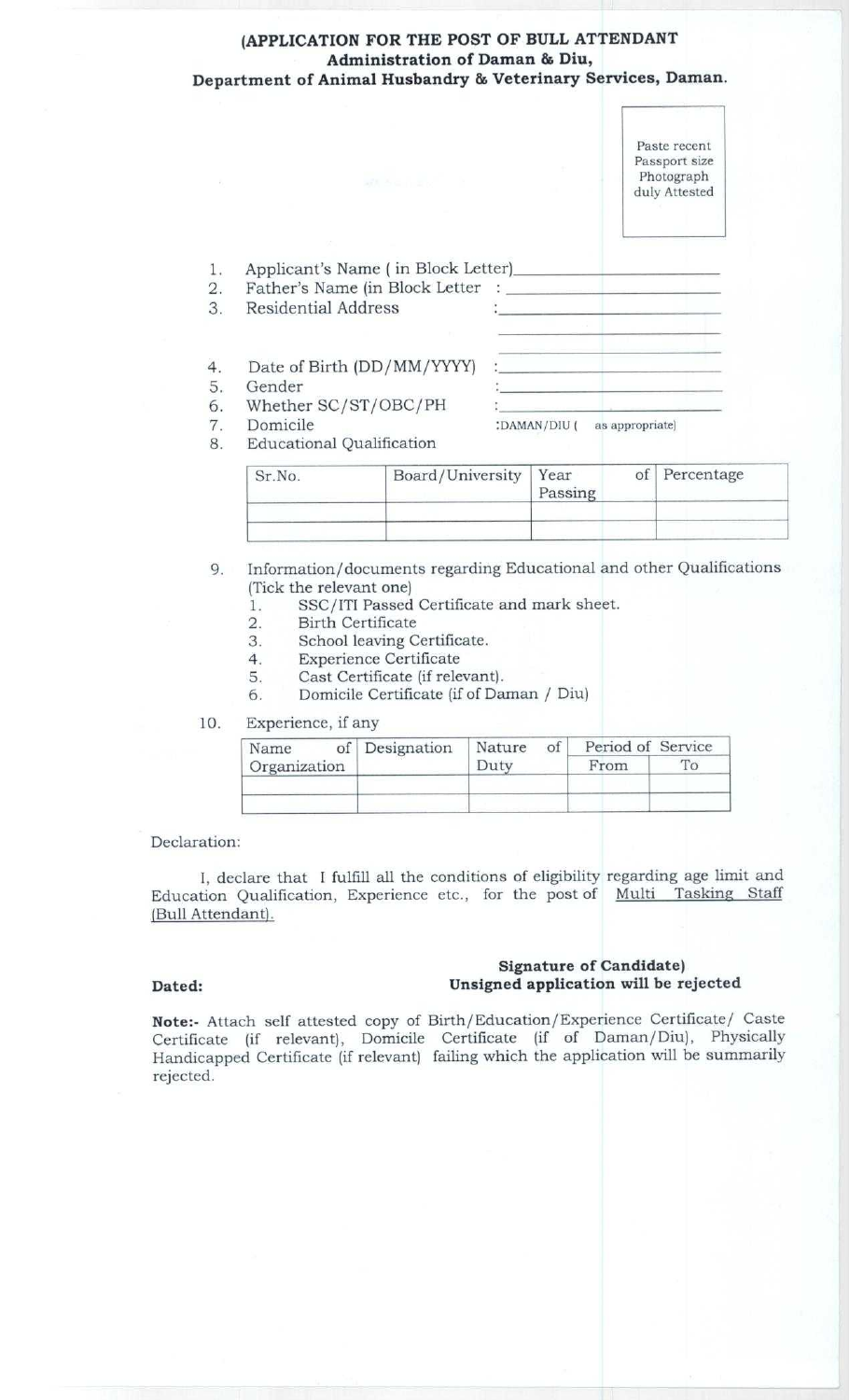**(APPLICATION FOR THE POST OF BULL ATTENDANT**
**Administration of Daman & Diu,**
**Department of Animal Husbandry & Veterinary Services, Daman.**

Paste recent Passport size Photograph duly Attested

1. Applicant's Name ( in Block Letter) \_\_\_\_\_\_\_\_\_\_\_\_\_\_\_\_\_\_\_\_
2. Father's Name (in Block Letter : \_\_\_\_\_\_\_\_\_\_\_\_\_\_\_\_\_\_\_\_
3. Residential Address : \_\_\_\_\_\_\_\_\_\_\_\_\_\_\_\_\_\_\_\_
4. Date of Birth (DD/MM/YYYY) : \_\_\_\_\_\_\_\_\_\_\_\_\_\_\_\_\_\_\_\_
5. Gender : \_\_\_\_\_\_\_\_\_\_\_\_\_\_\_\_\_\_\_\_
6. Whether SC/ST/OBC/PH : \_\_\_\_\_\_\_\_\_\_\_\_\_\_\_\_\_\_\_\_
7. Domicile :DAMAN/DIU ( as appropriate)
8. Educational Qualification

| Sr.No. | Board/University | Year of Passing | Percentage |
|---|---|---|---|
| | | | |
| | | | |

9. Information/documents regarding Educational and other Qualifications (Tick the relevant one)
   1. SSC/ITI Passed Certificate and mark sheet.
   2. Birth Certificate
   3. School leaving Certificate.
   4. Experience Certificate
   5. Cast Certificate (if relevant).
   6. Domicile Certificate (if of Daman / Diu)

10. Experience, if any

| Name of Organization | Designation | Nature of Duty | Period of Service | |
|---|---|---|---|---|
| | | | From | To |
| | | | | |
| | | | | |

Declaration:

I, declare that I fulfill all the conditions of eligibility regarding age limit and Education Qualification, Experience etc., for the post of Multi Tasking Staff (Bull Attendant).

**Dated:**

**Signature of Candidate)**
**Unsigned application will be rejected**

**Note:-** Attach self attested copy of Birth/Education/Experience Certificate/ Caste Certificate (if relevant), Domicile Certificate (if of Daman/Diu), Physically Handicapped Certificate (if relevant) failing which the application will be summarily rejected.